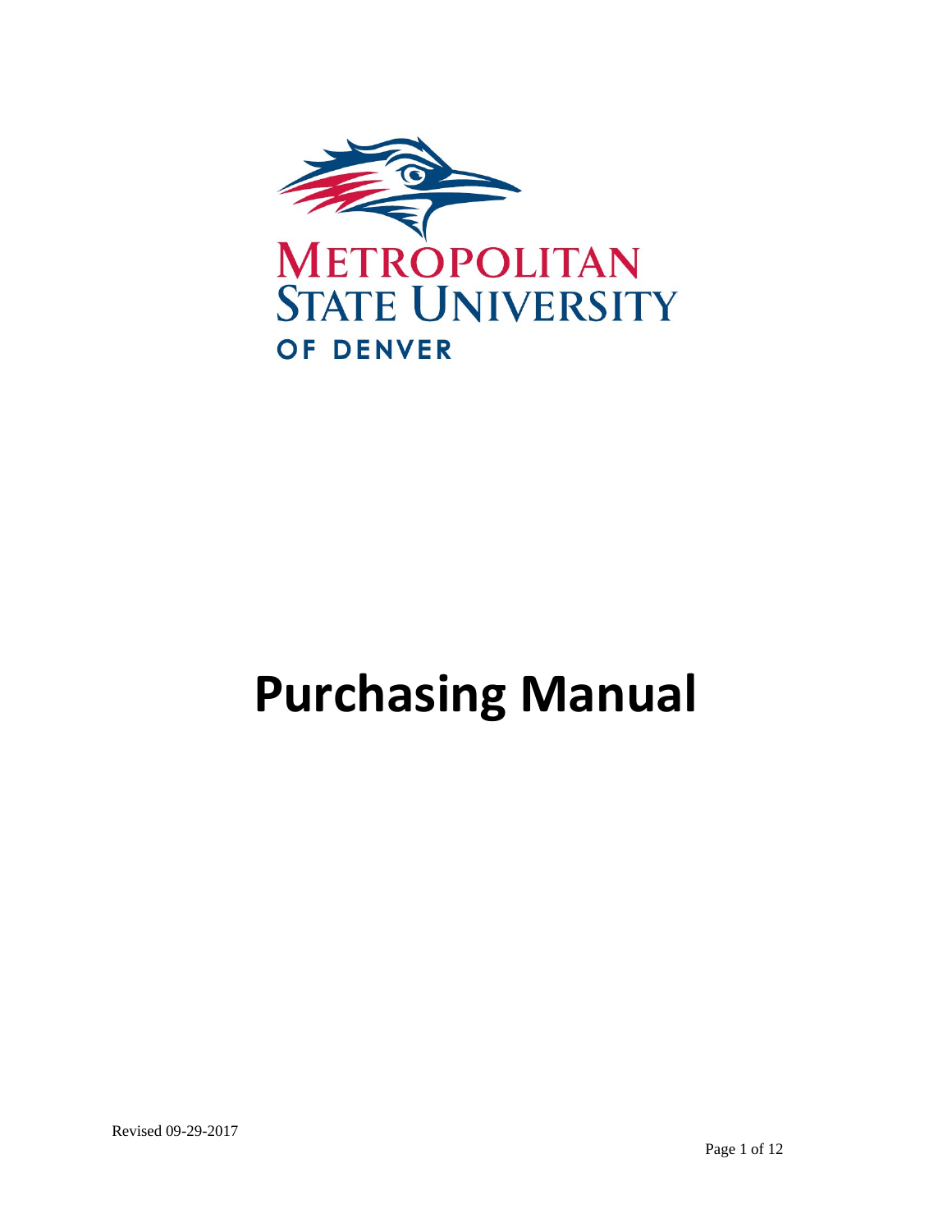METROPOLITAN STATE UNIVERSITY OF DENVER

# Purchasing Manual

Revised 09-29-2017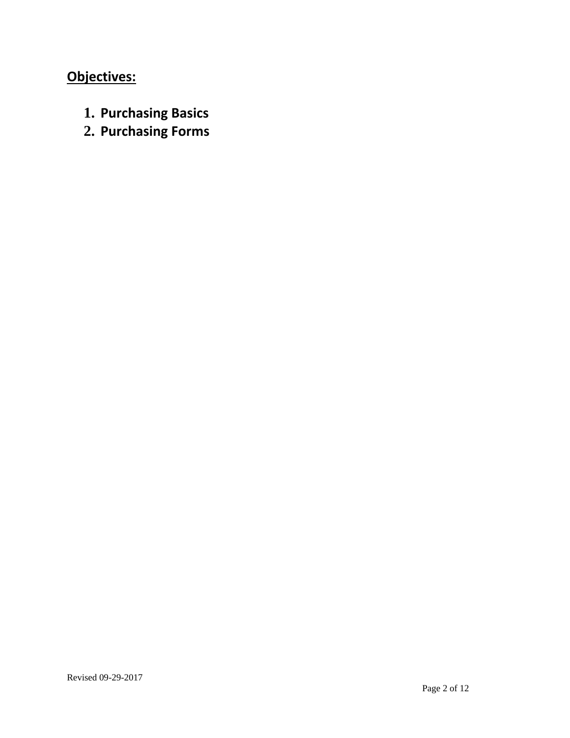## Objectives:

1. **Purchasing Basics**
2. **Purchasing Forms**

Revised 09-29-2017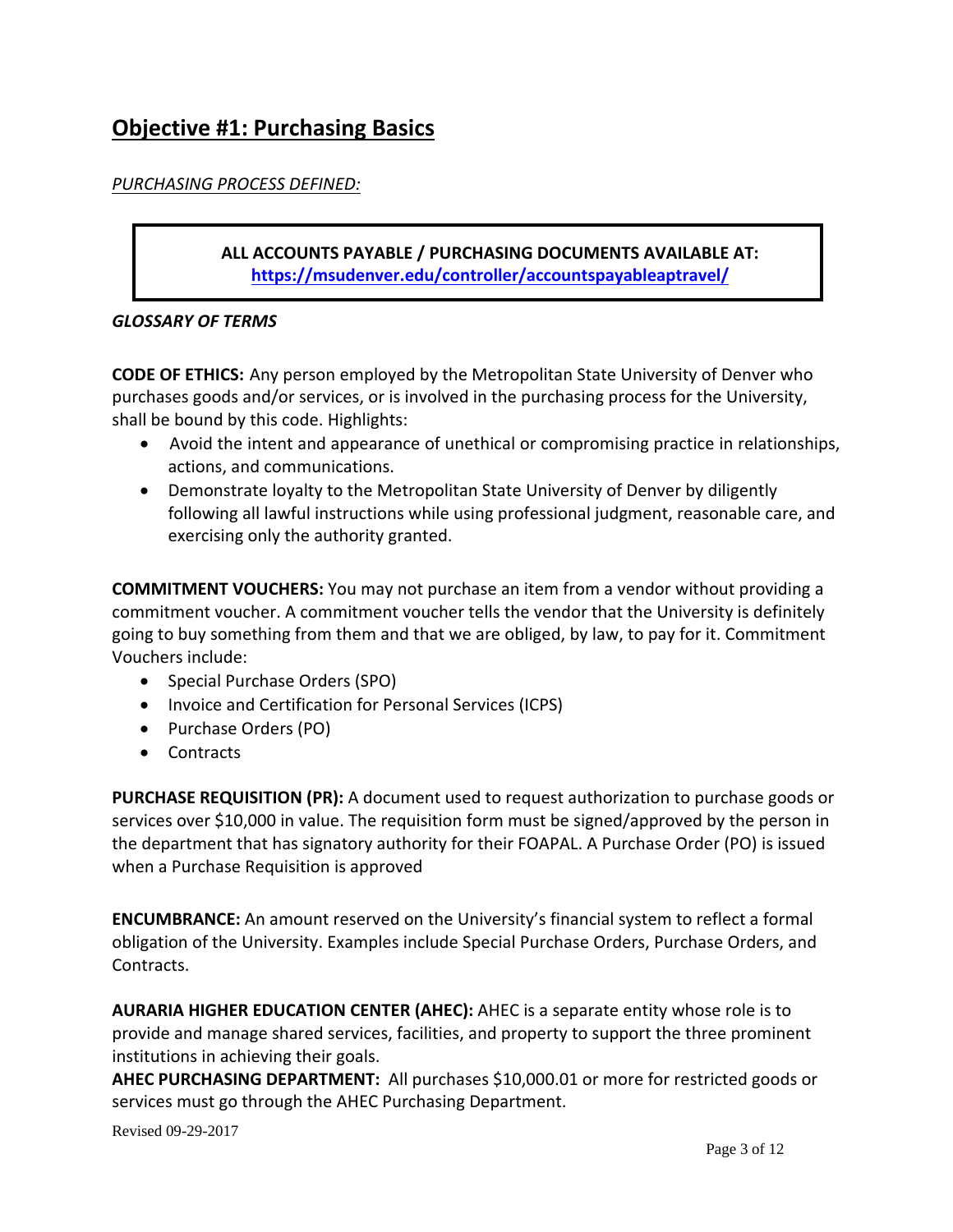# Objective #1: Purchasing Basics

*PURCHASING PROCESS DEFINED:*

> **ALL ACCOUNTS PAYABLE / PURCHASING DOCUMENTS AVAILABLE AT:**
> **https://msudenver.edu/controller/accountspayableaptravel/**

***GLOSSARY OF TERMS***

**CODE OF ETHICS:** Any person employed by the Metropolitan State University of Denver who purchases goods and/or services, or is involved in the purchasing process for the University, shall be bound by this code. Highlights:

- Avoid the intent and appearance of unethical or compromising practice in relationships, actions, and communications.
- Demonstrate loyalty to the Metropolitan State University of Denver by diligently following all lawful instructions while using professional judgment, reasonable care, and exercising only the authority granted.

**COMMITMENT VOUCHERS:** You may not purchase an item from a vendor without providing a commitment voucher. A commitment voucher tells the vendor that the University is definitely going to buy something from them and that we are obliged, by law, to pay for it. Commitment Vouchers include:

- Special Purchase Orders (SPO)
- Invoice and Certification for Personal Services (ICPS)
- Purchase Orders (PO)
- Contracts

**PURCHASE REQUISITION (PR):** A document used to request authorization to purchase goods or services over $10,000 in value. The requisition form must be signed/approved by the person in the department that has signatory authority for their FOAPAL. A Purchase Order (PO) is issued when a Purchase Requisition is approved

**ENCUMBRANCE:** An amount reserved on the University's financial system to reflect a formal obligation of the University. Examples include Special Purchase Orders, Purchase Orders, and Contracts.

**AURARIA HIGHER EDUCATION CENTER (AHEC):** AHEC is a separate entity whose role is to provide and manage shared services, facilities, and property to support the three prominent institutions in achieving their goals.

**AHEC PURCHASING DEPARTMENT:** All purchases $10,000.01 or more for restricted goods or services must go through the AHEC Purchasing Department.

Revised 09-29-2017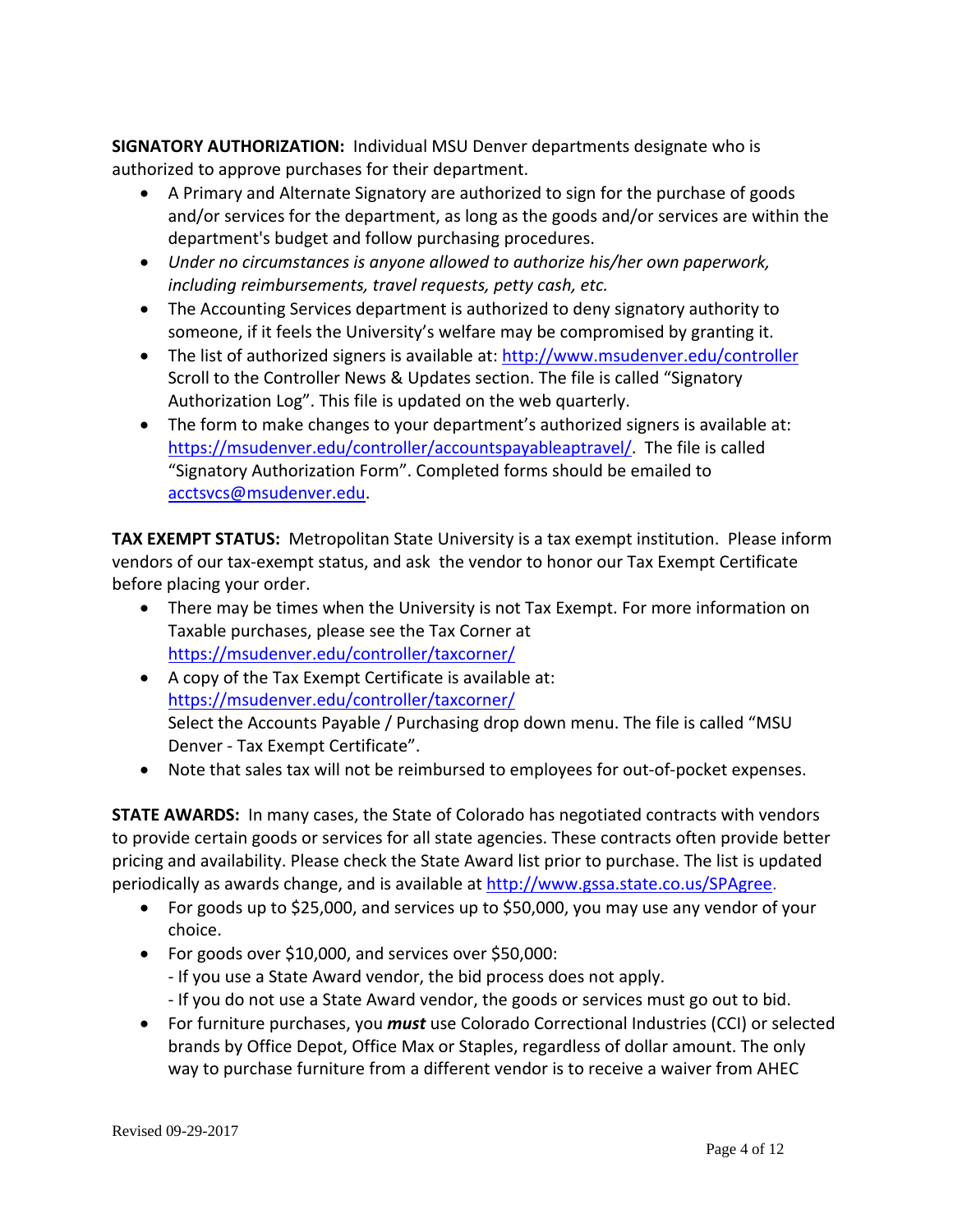**SIGNATORY AUTHORIZATION:** Individual MSU Denver departments designate who is authorized to approve purchases for their department.

- A Primary and Alternate Signatory are authorized to sign for the purchase of goods and/or services for the department, as long as the goods and/or services are within the department's budget and follow purchasing procedures.
- *Under no circumstances is anyone allowed to authorize his/her own paperwork, including reimbursements, travel requests, petty cash, etc.*
- The Accounting Services department is authorized to deny signatory authority to someone, if it feels the University's welfare may be compromised by granting it.
- The list of authorized signers is available at: http://www.msudenver.edu/controller Scroll to the Controller News & Updates section. The file is called "Signatory Authorization Log". This file is updated on the web quarterly.
- The form to make changes to your department's authorized signers is available at: https://msudenver.edu/controller/accountspayableaptravel/. The file is called "Signatory Authorization Form". Completed forms should be emailed to acctsvcs@msudenver.edu.

**TAX EXEMPT STATUS:** Metropolitan State University is a tax exempt institution. Please inform vendors of our tax-exempt status, and ask the vendor to honor our Tax Exempt Certificate before placing your order.

- There may be times when the University is not Tax Exempt. For more information on Taxable purchases, please see the Tax Corner at https://msudenver.edu/controller/taxcorner/
- A copy of the Tax Exempt Certificate is available at: https://msudenver.edu/controller/taxcorner/ Select the Accounts Payable / Purchasing drop down menu. The file is called "MSU Denver - Tax Exempt Certificate".
- Note that sales tax will not be reimbursed to employees for out-of-pocket expenses.

**STATE AWARDS:** In many cases, the State of Colorado has negotiated contracts with vendors to provide certain goods or services for all state agencies. These contracts often provide better pricing and availability. Please check the State Award list prior to purchase. The list is updated periodically as awards change, and is available at http://www.gssa.state.co.us/SPAgree.

- For goods up to $25,000, and services up to $50,000, you may use any vendor of your choice.
- For goods over $10,000, and services over $50,000:
  - If you use a State Award vendor, the bid process does not apply.
  - If you do not use a State Award vendor, the goods or services must go out to bid.
- For furniture purchases, you ***must*** use Colorado Correctional Industries (CCI) or selected brands by Office Depot, Office Max or Staples, regardless of dollar amount. The only way to purchase furniture from a different vendor is to receive a waiver from AHEC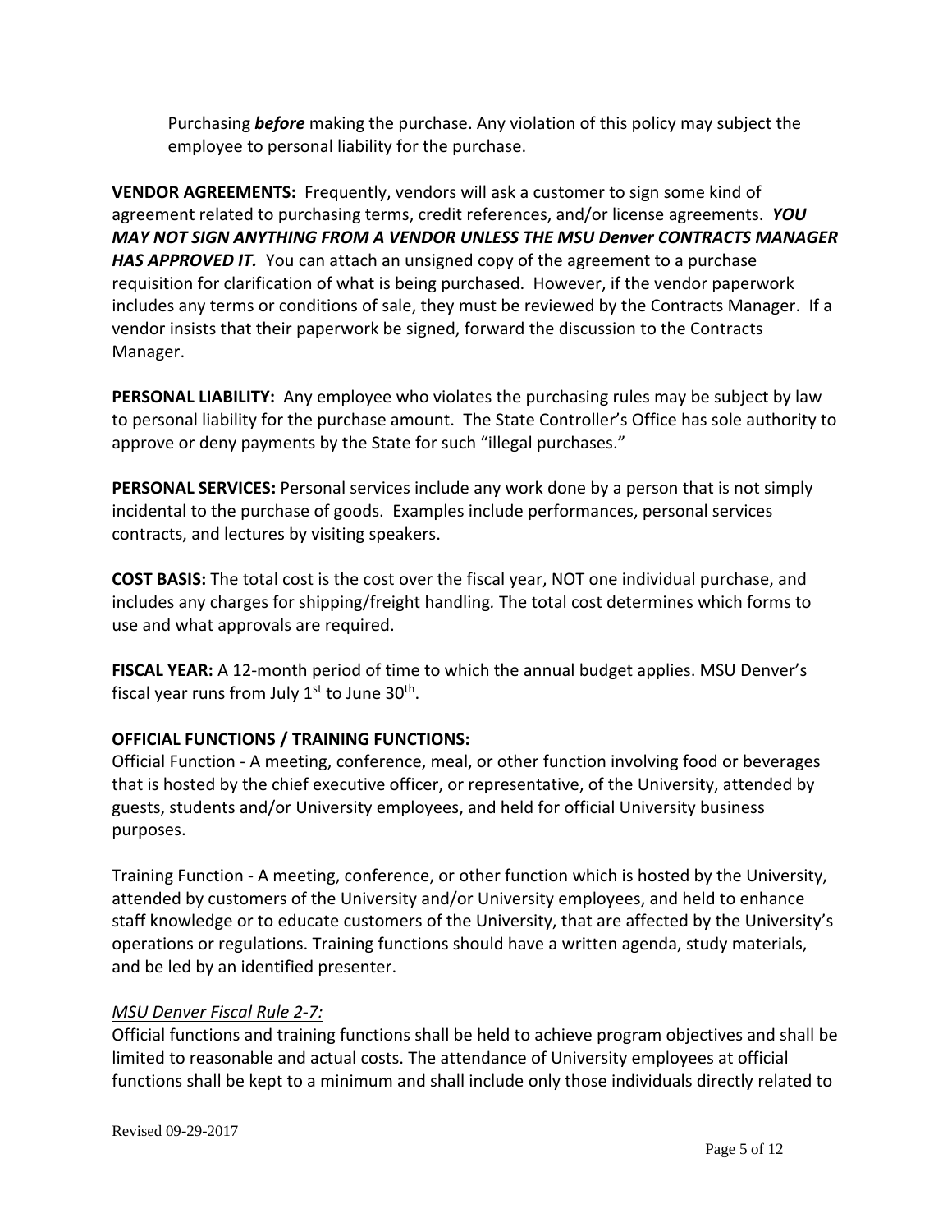Purchasing ***before*** making the purchase. Any violation of this policy may subject the employee to personal liability for the purchase.

**VENDOR AGREEMENTS:** Frequently, vendors will ask a customer to sign some kind of agreement related to purchasing terms, credit references, and/or license agreements. ***YOU MAY NOT SIGN ANYTHING FROM A VENDOR UNLESS THE MSU Denver CONTRACTS MANAGER HAS APPROVED IT.*** You can attach an unsigned copy of the agreement to a purchase requisition for clarification of what is being purchased. However, if the vendor paperwork includes any terms or conditions of sale, they must be reviewed by the Contracts Manager. If a vendor insists that their paperwork be signed, forward the discussion to the Contracts Manager.

**PERSONAL LIABILITY:** Any employee who violates the purchasing rules may be subject by law to personal liability for the purchase amount. The State Controller's Office has sole authority to approve or deny payments by the State for such "illegal purchases."

**PERSONAL SERVICES:** Personal services include any work done by a person that is not simply incidental to the purchase of goods. Examples include performances, personal services contracts, and lectures by visiting speakers.

**COST BASIS:** The total cost is the cost over the fiscal year, NOT one individual purchase, and includes any charges for shipping/freight handling. The total cost determines which forms to use and what approvals are required.

**FISCAL YEAR:** A 12-month period of time to which the annual budget applies. MSU Denver's fiscal year runs from July 1st to June 30th.

**OFFICIAL FUNCTIONS / TRAINING FUNCTIONS:**

Official Function - A meeting, conference, meal, or other function involving food or beverages that is hosted by the chief executive officer, or representative, of the University, attended by guests, students and/or University employees, and held for official University business purposes.

Training Function - A meeting, conference, or other function which is hosted by the University, attended by customers of the University and/or University employees, and held to enhance staff knowledge or to educate customers of the University, that are affected by the University's operations or regulations. Training functions should have a written agenda, study materials, and be led by an identified presenter.

*MSU Denver Fiscal Rule 2-7:*

Official functions and training functions shall be held to achieve program objectives and shall be limited to reasonable and actual costs. The attendance of University employees at official functions shall be kept to a minimum and shall include only those individuals directly related to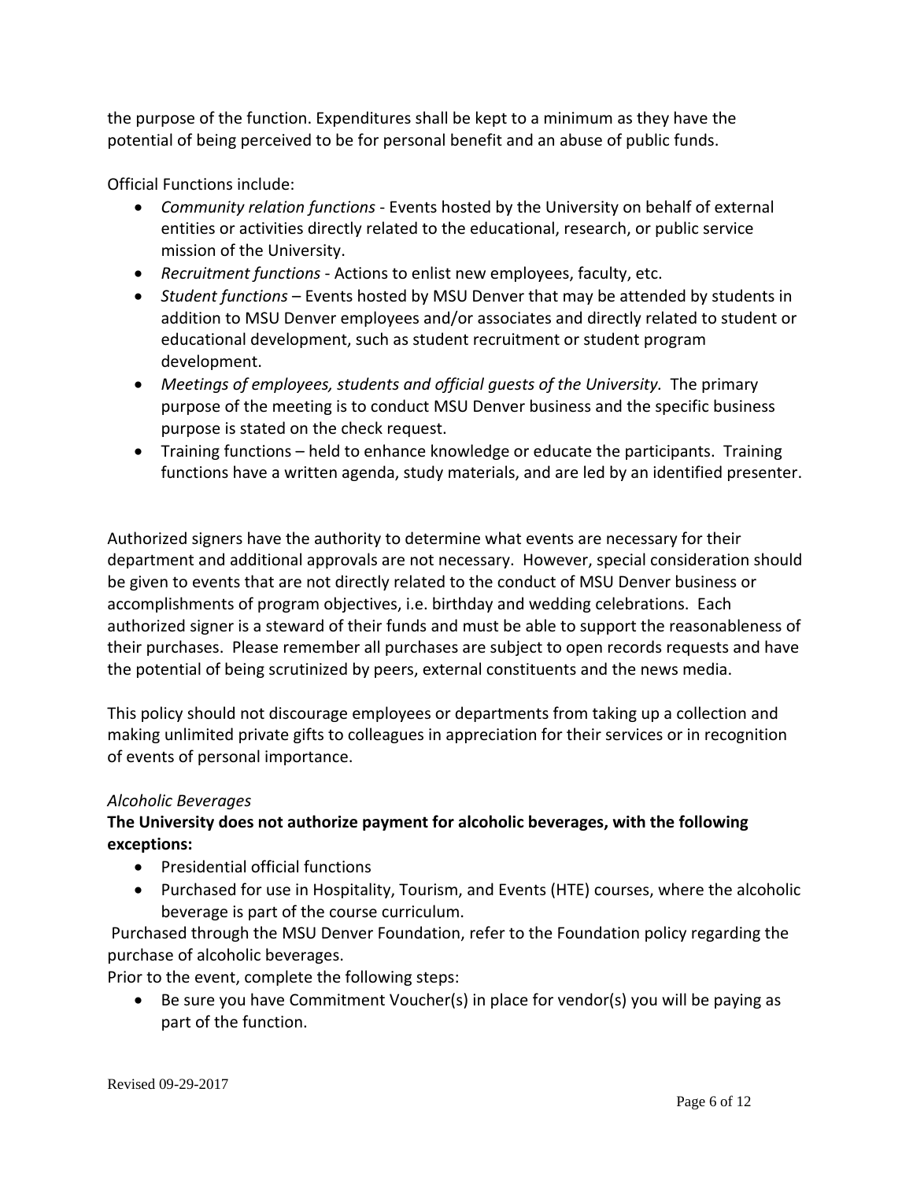the purpose of the function. Expenditures shall be kept to a minimum as they have the potential of being perceived to be for personal benefit and an abuse of public funds.

Official Functions include:

- *Community relation functions* - Events hosted by the University on behalf of external entities or activities directly related to the educational, research, or public service mission of the University.
- *Recruitment functions* - Actions to enlist new employees, faculty, etc.
- *Student functions* – Events hosted by MSU Denver that may be attended by students in addition to MSU Denver employees and/or associates and directly related to student or educational development, such as student recruitment or student program development.
- *Meetings of employees, students and official guests of the University.* The primary purpose of the meeting is to conduct MSU Denver business and the specific business purpose is stated on the check request.
- Training functions – held to enhance knowledge or educate the participants. Training functions have a written agenda, study materials, and are led by an identified presenter.

Authorized signers have the authority to determine what events are necessary for their department and additional approvals are not necessary. However, special consideration should be given to events that are not directly related to the conduct of MSU Denver business or accomplishments of program objectives, i.e. birthday and wedding celebrations. Each authorized signer is a steward of their funds and must be able to support the reasonableness of their purchases. Please remember all purchases are subject to open records requests and have the potential of being scrutinized by peers, external constituents and the news media.

This policy should not discourage employees or departments from taking up a collection and making unlimited private gifts to colleagues in appreciation for their services or in recognition of events of personal importance.

*Alcoholic Beverages*

**The University does not authorize payment for alcoholic beverages, with the following exceptions:**

- Presidential official functions
- Purchased for use in Hospitality, Tourism, and Events (HTE) courses, where the alcoholic beverage is part of the course curriculum.

Purchased through the MSU Denver Foundation, refer to the Foundation policy regarding the purchase of alcoholic beverages.

Prior to the event, complete the following steps:

- Be sure you have Commitment Voucher(s) in place for vendor(s) you will be paying as part of the function.

Revised 09-29-2017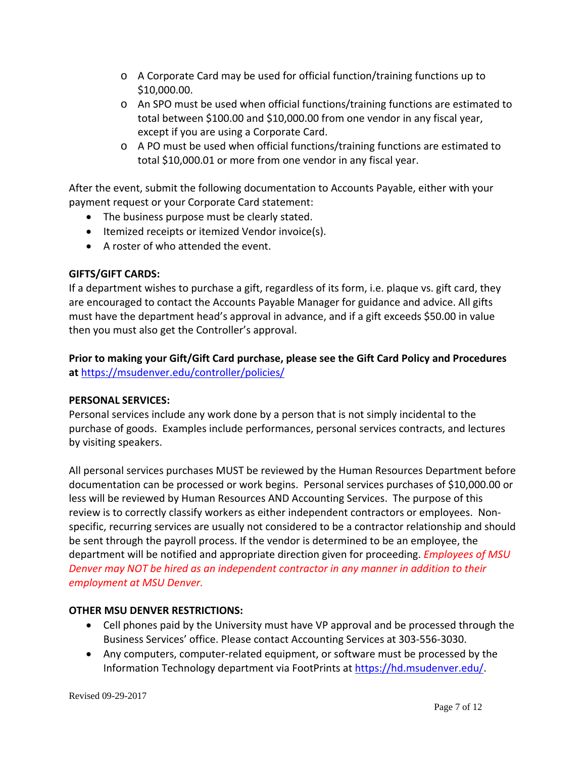- A Corporate Card may be used for official function/training functions up to $10,000.00.
- An SPO must be used when official functions/training functions are estimated to total between $100.00 and $10,000.00 from one vendor in any fiscal year, except if you are using a Corporate Card.
- A PO must be used when official functions/training functions are estimated to total $10,000.01 or more from one vendor in any fiscal year.

After the event, submit the following documentation to Accounts Payable, either with your payment request or your Corporate Card statement:

- The business purpose must be clearly stated.
- Itemized receipts or itemized Vendor invoice(s).
- A roster of who attended the event.

**GIFTS/GIFT CARDS:**

If a department wishes to purchase a gift, regardless of its form, i.e. plaque vs. gift card, they are encouraged to contact the Accounts Payable Manager for guidance and advice. All gifts must have the department head's approval in advance, and if a gift exceeds $50.00 in value then you must also get the Controller's approval.

**Prior to making your Gift/Gift Card purchase, please see the Gift Card Policy and Procedures at** https://msudenver.edu/controller/policies/

**PERSONAL SERVICES:**

Personal services include any work done by a person that is not simply incidental to the purchase of goods. Examples include performances, personal services contracts, and lectures by visiting speakers.

All personal services purchases MUST be reviewed by the Human Resources Department before documentation can be processed or work begins. Personal services purchases of $10,000.00 or less will be reviewed by Human Resources AND Accounting Services. The purpose of this review is to correctly classify workers as either independent contractors or employees. Non-specific, recurring services are usually not considered to be a contractor relationship and should be sent through the payroll process. If the vendor is determined to be an employee, the department will be notified and appropriate direction given for proceeding. *Employees of MSU Denver may NOT be hired as an independent contractor in any manner in addition to their employment at MSU Denver.*

**OTHER MSU DENVER RESTRICTIONS:**

- Cell phones paid by the University must have VP approval and be processed through the Business Services' office. Please contact Accounting Services at 303-556-3030.
- Any computers, computer-related equipment, or software must be processed by the Information Technology department via FootPrints at https://hd.msudenver.edu/.

Revised 09-29-2017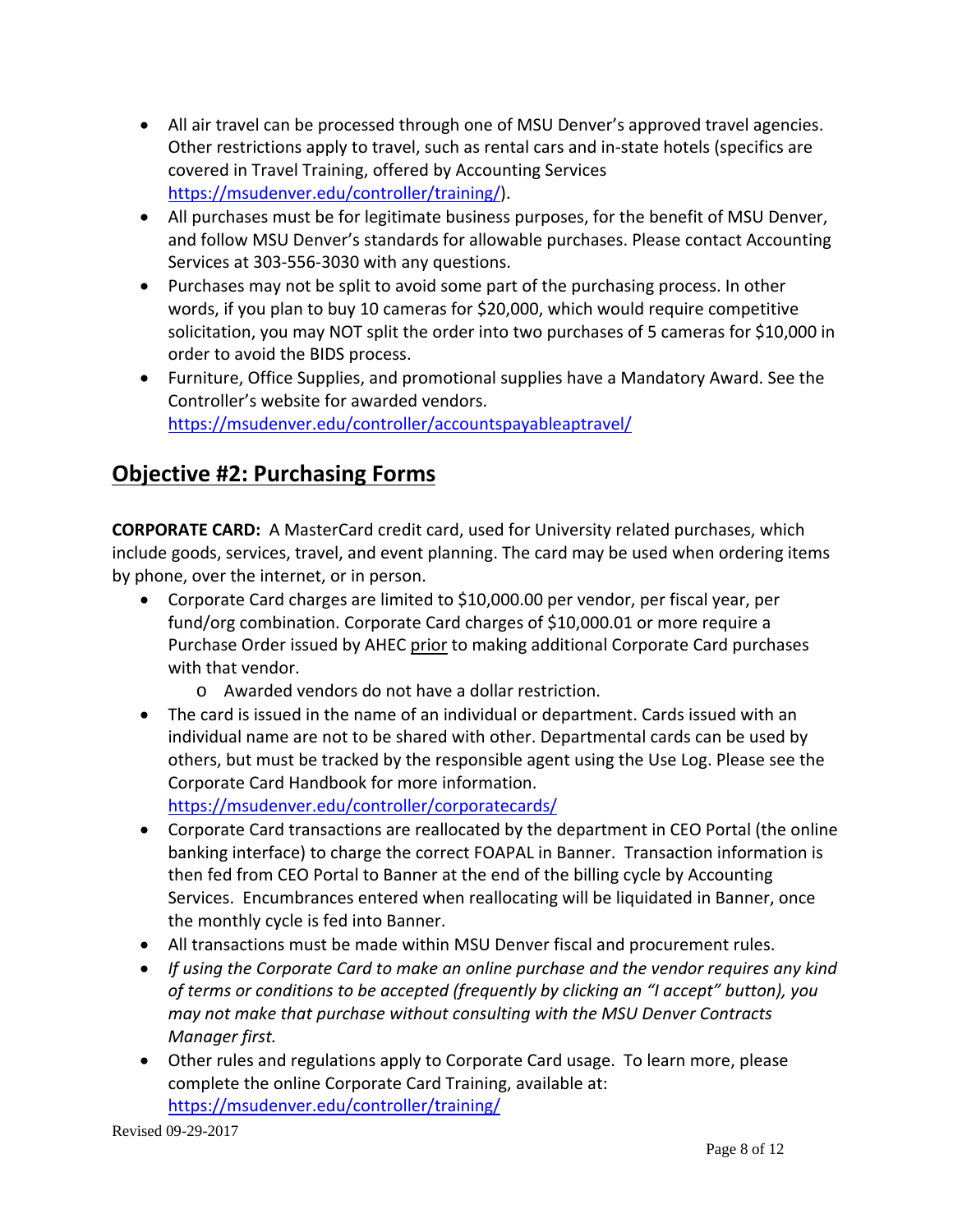- All air travel can be processed through one of MSU Denver's approved travel agencies. Other restrictions apply to travel, such as rental cars and in-state hotels (specifics are covered in Travel Training, offered by Accounting Services https://msudenver.edu/controller/training/).
- All purchases must be for legitimate business purposes, for the benefit of MSU Denver, and follow MSU Denver's standards for allowable purchases. Please contact Accounting Services at 303-556-3030 with any questions.
- Purchases may not be split to avoid some part of the purchasing process. In other words, if you plan to buy 10 cameras for $20,000, which would require competitive solicitation, you may NOT split the order into two purchases of 5 cameras for $10,000 in order to avoid the BIDS process.
- Furniture, Office Supplies, and promotional supplies have a Mandatory Award. See the Controller's website for awarded vendors. https://msudenver.edu/controller/accountspayableaptravel/

## Objective #2: Purchasing Forms

**CORPORATE CARD:** A MasterCard credit card, used for University related purchases, which include goods, services, travel, and event planning. The card may be used when ordering items by phone, over the internet, or in person.

- Corporate Card charges are limited to $10,000.00 per vendor, per fiscal year, per fund/org combination. Corporate Card charges of $10,000.01 or more require a Purchase Order issued by AHEC prior to making additional Corporate Card purchases with that vendor.
    - Awarded vendors do not have a dollar restriction.
- The card is issued in the name of an individual or department. Cards issued with an individual name are not to be shared with other. Departmental cards can be used by others, but must be tracked by the responsible agent using the Use Log. Please see the Corporate Card Handbook for more information. https://msudenver.edu/controller/corporatecards/
- Corporate Card transactions are reallocated by the department in CEO Portal (the online banking interface) to charge the correct FOAPAL in Banner. Transaction information is then fed from CEO Portal to Banner at the end of the billing cycle by Accounting Services. Encumbrances entered when reallocating will be liquidated in Banner, once the monthly cycle is fed into Banner.
- All transactions must be made within MSU Denver fiscal and procurement rules.
- *If using the Corporate Card to make an online purchase and the vendor requires any kind of terms or conditions to be accepted (frequently by clicking an "I accept" button), you may not make that purchase without consulting with the MSU Denver Contracts Manager first.*
- Other rules and regulations apply to Corporate Card usage. To learn more, please complete the online Corporate Card Training, available at: https://msudenver.edu/controller/training/

Revised 09-29-2017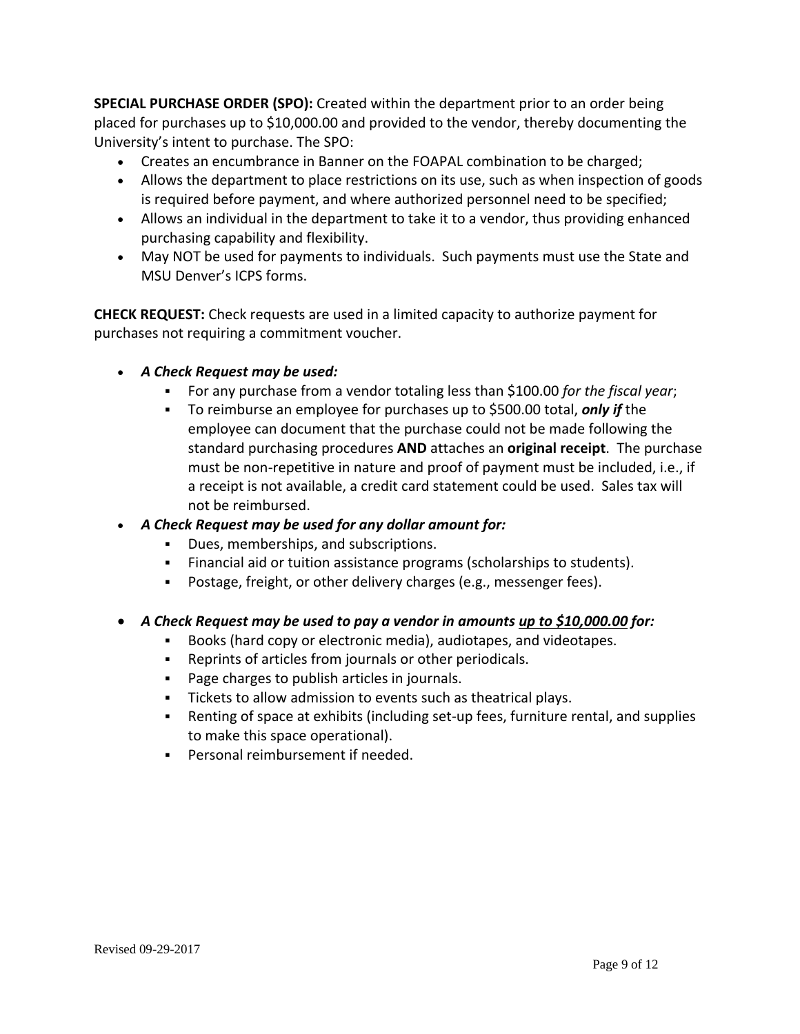**SPECIAL PURCHASE ORDER (SPO):** Created within the department prior to an order being placed for purchases up to $10,000.00 and provided to the vendor, thereby documenting the University's intent to purchase. The SPO:

- Creates an encumbrance in Banner on the FOAPAL combination to be charged;
- Allows the department to place restrictions on its use, such as when inspection of goods is required before payment, and where authorized personnel need to be specified;
- Allows an individual in the department to take it to a vendor, thus providing enhanced purchasing capability and flexibility.
- May NOT be used for payments to individuals. Such payments must use the State and MSU Denver's ICPS forms.

**CHECK REQUEST:** Check requests are used in a limited capacity to authorize payment for purchases not requiring a commitment voucher.

- ***A Check Request may be used:***
  - For any purchase from a vendor totaling less than $100.00 *for the fiscal year*;
  - To reimburse an employee for purchases up to $500.00 total, ***only if*** the employee can document that the purchase could not be made following the standard purchasing procedures **AND** attaches an **original receipt**. The purchase must be non-repetitive in nature and proof of payment must be included, i.e., if a receipt is not available, a credit card statement could be used. Sales tax will not be reimbursed.
- ***A Check Request may be used for any dollar amount for:***
  - Dues, memberships, and subscriptions.
  - Financial aid or tuition assistance programs (scholarships to students).
  - Postage, freight, or other delivery charges (e.g., messenger fees).
- ***A Check Request may be used to pay a vendor in amounts <u>up to $10,000.00</u> for:***
  - Books (hard copy or electronic media), audiotapes, and videotapes.
  - Reprints of articles from journals or other periodicals.
  - Page charges to publish articles in journals.
  - Tickets to allow admission to events such as theatrical plays.
  - Renting of space at exhibits (including set-up fees, furniture rental, and supplies to make this space operational).
  - Personal reimbursement if needed.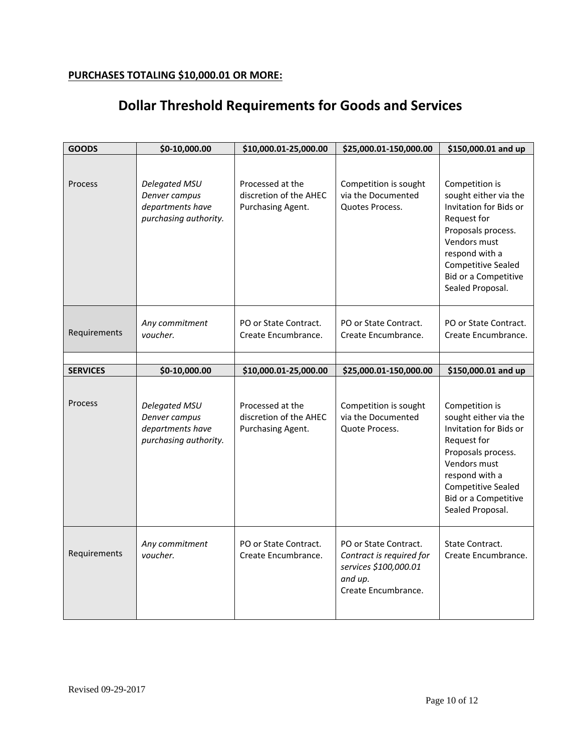**PURCHASES TOTALING $10,000.01 OR MORE:**

# Dollar Threshold Requirements for Goods and Services

| GOODS | $0-10,000.00 | $10,000.01-25,000.00 | $25,000.01-150,000.00 | $150,000.01 and up |
|---|---|---|---|---|
| Process | *Delegated MSU Denver campus departments have purchasing authority.* | Processed at the discretion of the AHEC Purchasing Agent. | Competition is sought via the Documented Quotes Process. | Competition is sought either via the Invitation for Bids or Request for Proposals process. Vendors must respond with a Competitive Sealed Bid or a Competitive Sealed Proposal. |
| Requirements | *Any commitment voucher.* | PO or State Contract. Create Encumbrance. | PO or State Contract. Create Encumbrance. | PO or State Contract. Create Encumbrance. |
| | | | | |
| **SERVICES** | **$0-10,000.00** | **$10,000.01-25,000.00** | **$25,000.01-150,000.00** | **$150,000.01 and up** |
| Process | *Delegated MSU Denver campus departments have purchasing authority.* | Processed at the discretion of the AHEC Purchasing Agent. | Competition is sought via the Documented Quote Process. | Competition is sought either via the Invitation for Bids or Request for Proposals process. Vendors must respond with a Competitive Sealed Bid or a Competitive Sealed Proposal. |
| Requirements | *Any commitment voucher.* | PO or State Contract. Create Encumbrance. | PO or State Contract. *Contract is required for services $100,000.01 and up.* Create Encumbrance. | State Contract. Create Encumbrance. |

Revised 09-29-2017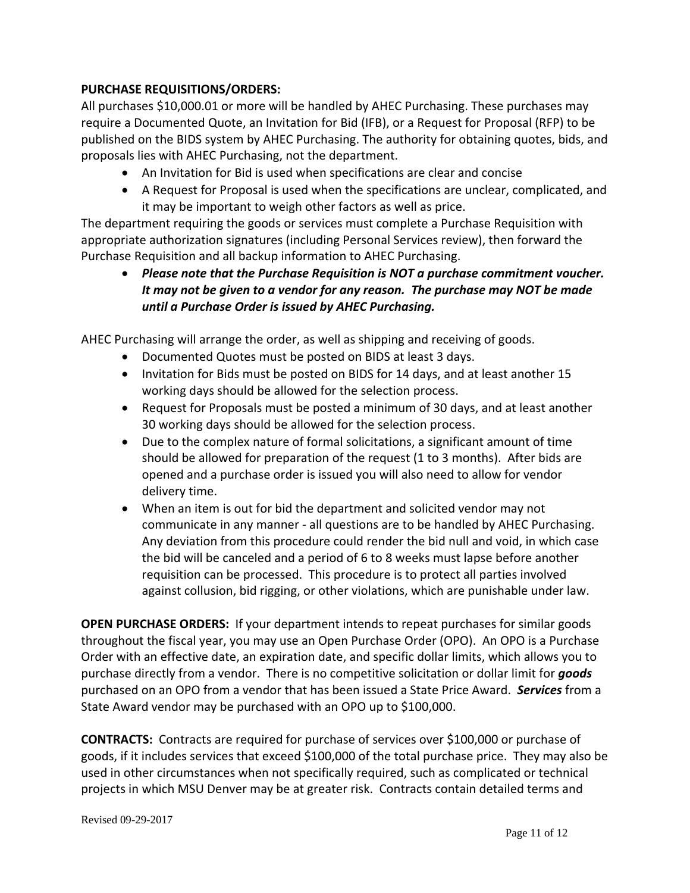**PURCHASE REQUISITIONS/ORDERS:**
All purchases $10,000.01 or more will be handled by AHEC Purchasing. These purchases may require a Documented Quote, an Invitation for Bid (IFB), or a Request for Proposal (RFP) to be published on the BIDS system by AHEC Purchasing. The authority for obtaining quotes, bids, and proposals lies with AHEC Purchasing, not the department.

- An Invitation for Bid is used when specifications are clear and concise
- A Request for Proposal is used when the specifications are unclear, complicated, and it may be important to weigh other factors as well as price.

The department requiring the goods or services must complete a Purchase Requisition with appropriate authorization signatures (including Personal Services review), then forward the Purchase Requisition and all backup information to AHEC Purchasing.

- ***Please note that the Purchase Requisition is NOT a purchase commitment voucher. It may not be given to a vendor for any reason. The purchase may NOT be made until a Purchase Order is issued by AHEC Purchasing.***

AHEC Purchasing will arrange the order, as well as shipping and receiving of goods.

- Documented Quotes must be posted on BIDS at least 3 days.
- Invitation for Bids must be posted on BIDS for 14 days, and at least another 15 working days should be allowed for the selection process.
- Request for Proposals must be posted a minimum of 30 days, and at least another 30 working days should be allowed for the selection process.
- Due to the complex nature of formal solicitations, a significant amount of time should be allowed for preparation of the request (1 to 3 months). After bids are opened and a purchase order is issued you will also need to allow for vendor delivery time.
- When an item is out for bid the department and solicited vendor may not communicate in any manner - all questions are to be handled by AHEC Purchasing. Any deviation from this procedure could render the bid null and void, in which case the bid will be canceled and a period of 6 to 8 weeks must lapse before another requisition can be processed. This procedure is to protect all parties involved against collusion, bid rigging, or other violations, which are punishable under law.

**OPEN PURCHASE ORDERS:** If your department intends to repeat purchases for similar goods throughout the fiscal year, you may use an Open Purchase Order (OPO). An OPO is a Purchase Order with an effective date, an expiration date, and specific dollar limits, which allows you to purchase directly from a vendor. There is no competitive solicitation or dollar limit for ***goods*** purchased on an OPO from a vendor that has been issued a State Price Award. ***Services*** from a State Award vendor may be purchased with an OPO up to $100,000.

**CONTRACTS:** Contracts are required for purchase of services over $100,000 or purchase of goods, if it includes services that exceed $100,000 of the total purchase price. They may also be used in other circumstances when not specifically required, such as complicated or technical projects in which MSU Denver may be at greater risk. Contracts contain detailed terms and

Revised 09-29-2017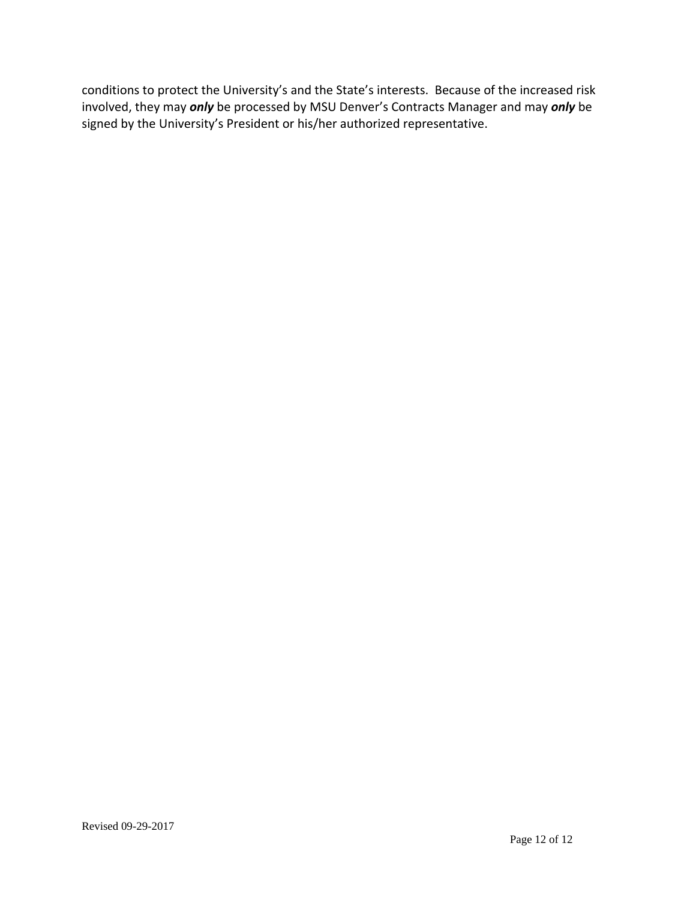conditions to protect the University's and the State's interests.  Because of the increased risk involved, they may ***only*** be processed by MSU Denver's Contracts Manager and may ***only*** be signed by the University's President or his/her authorized representative.

Revised 09-29-2017